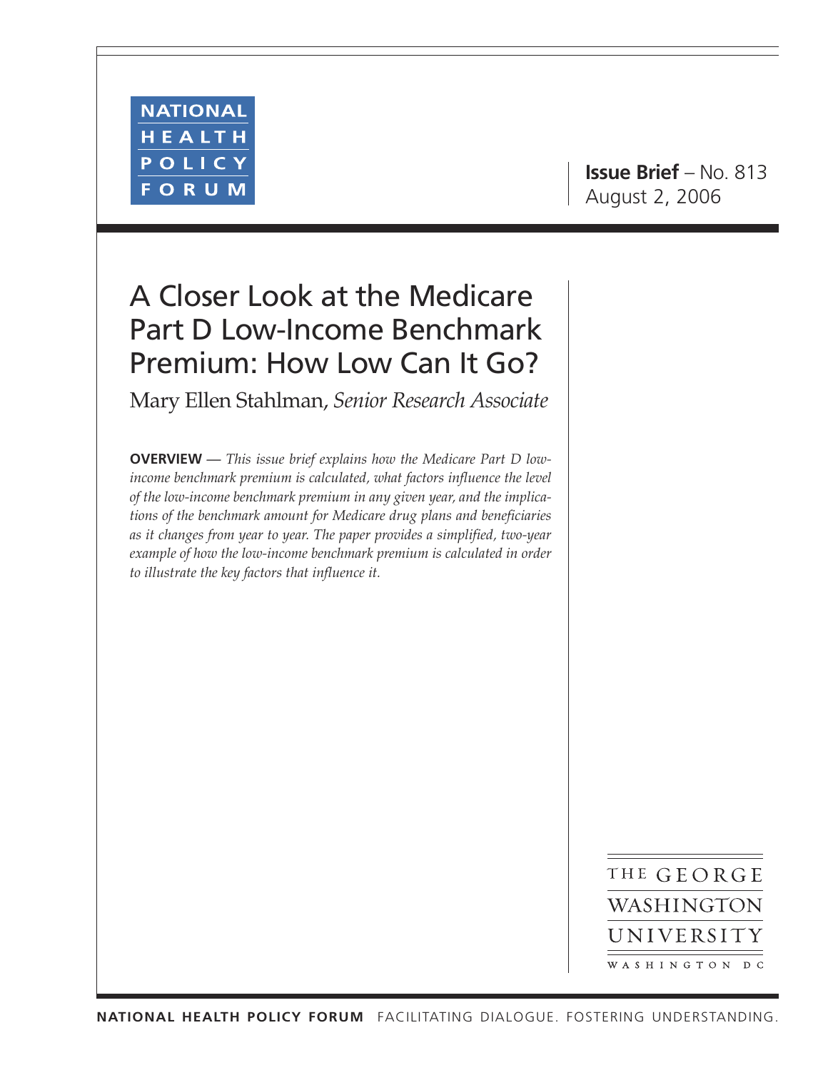NATIONAL HEALTH POLICY FORUM

**Issue Brief** – No. 813
August 2, 2006

# A Closer Look at the Medicare Part D Low-Income Benchmark Premium: How Low Can It Go?

Mary Ellen Stahlman, *Senior Research Associate*

**OVERVIEW** — *This issue brief explains how the Medicare Part D low-income benchmark premium is calculated, what factors influence the level of the low-income benchmark premium in any given year, and the implications of the benchmark amount for Medicare drug plans and beneficiaries as it changes from year to year. The paper provides a simplified, two-year example of how the low-income benchmark premium is calculated in order to illustrate the key factors that influence it.*

THE GEORGE WASHINGTON UNIVERSITY
WASHINGTON DC

**NATIONAL HEALTH POLICY FORUM** FACILITATING DIALOGUE. FOSTERING UNDERSTANDING.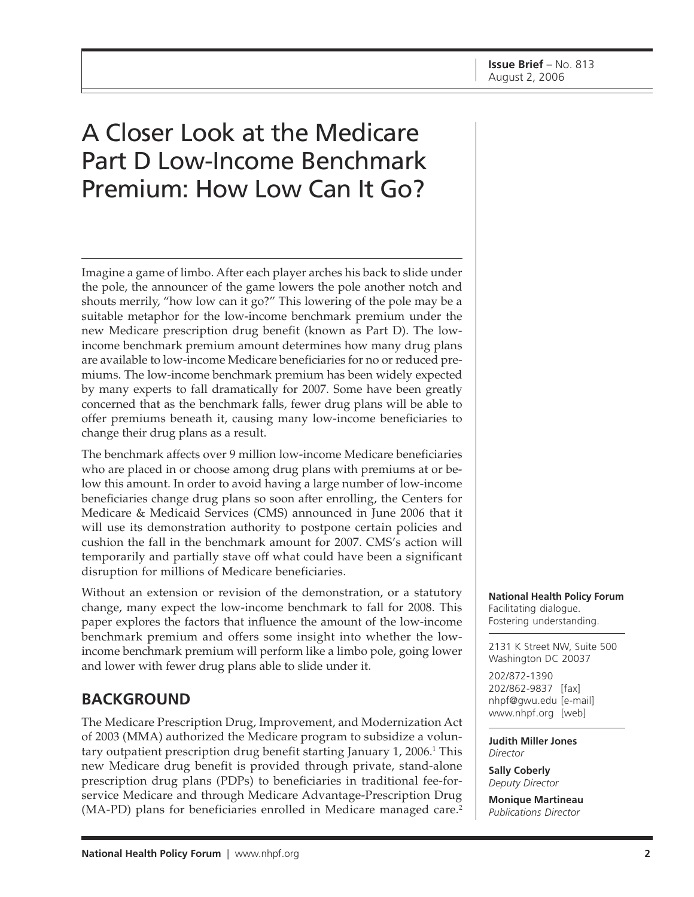**Issue Brief** – No. 813
August 2, 2006

# A Closer Look at the Medicare Part D Low-Income Benchmark Premium: How Low Can It Go?

Imagine a game of limbo. After each player arches his back to slide under the pole, the announcer of the game lowers the pole another notch and shouts merrily, "how low can it go?" This lowering of the pole may be a suitable metaphor for the low-income benchmark premium under the new Medicare prescription drug benefit (known as Part D). The low-income benchmark premium amount determines how many drug plans are available to low-income Medicare beneficiaries for no or reduced premiums. The low-income benchmark premium has been widely expected by many experts to fall dramatically for 2007. Some have been greatly concerned that as the benchmark falls, fewer drug plans will be able to offer premiums beneath it, causing many low-income beneficiaries to change their drug plans as a result.

The benchmark affects over 9 million low-income Medicare beneficiaries who are placed in or choose among drug plans with premiums at or below this amount. In order to avoid having a large number of low-income beneficiaries change drug plans so soon after enrolling, the Centers for Medicare & Medicaid Services (CMS) announced in June 2006 that it will use its demonstration authority to postpone certain policies and cushion the fall in the benchmark amount for 2007. CMS's action will temporarily and partially stave off what could have been a significant disruption for millions of Medicare beneficiaries.

Without an extension or revision of the demonstration, or a statutory change, many expect the low-income benchmark to fall for 2008. This paper explores the factors that influence the amount of the low-income benchmark premium and offers some insight into whether the low-income benchmark premium will perform like a limbo pole, going lower and lower with fewer drug plans able to slide under it.

## BACKGROUND

The Medicare Prescription Drug, Improvement, and Modernization Act of 2003 (MMA) authorized the Medicare program to subsidize a voluntary outpatient prescription drug benefit starting January 1, 2006.[1] This new Medicare drug benefit is provided through private, stand-alone prescription drug plans (PDPs) to beneficiaries in traditional fee-for-service Medicare and through Medicare Advantage-Prescription Drug (MA-PD) plans for beneficiaries enrolled in Medicare managed care.[2]

**National Health Policy Forum**
Facilitating dialogue.
Fostering understanding.

2131 K Street NW, Suite 500
Washington DC 20037

202/872-1390
202/862-9837 [fax]
nhpf@gwu.edu [e-mail]
www.nhpf.org [web]

**Judith Miller Jones**
*Director*

**Sally Coberly**
*Deputy Director*

**Monique Martineau**
*Publications Director*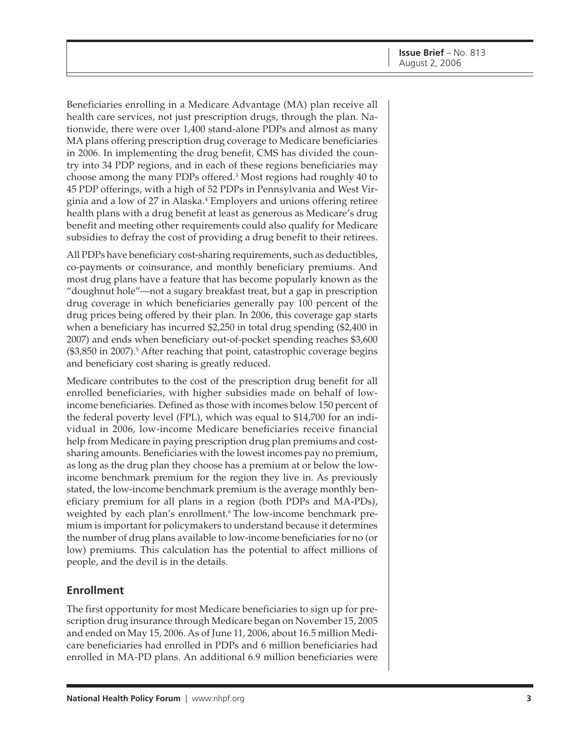Beneficiaries enrolling in a Medicare Advantage (MA) plan receive all health care services, not just prescription drugs, through the plan. Nationwide, there were over 1,400 stand-alone PDPs and almost as many MA plans offering prescription drug coverage to Medicare beneficiaries in 2006. In implementing the drug benefit, CMS has divided the country into 34 PDP regions, and in each of these regions beneficiaries may choose among the many PDPs offered.[3] Most regions had roughly 40 to 45 PDP offerings, with a high of 52 PDPs in Pennsylvania and West Virginia and a low of 27 in Alaska.[4] Employers and unions offering retiree health plans with a drug benefit at least as generous as Medicare's drug benefit and meeting other requirements could also qualify for Medicare subsidies to defray the cost of providing a drug benefit to their retirees.

All PDPs have beneficiary cost-sharing requirements, such as deductibles, co-payments or coinsurance, and monthly beneficiary premiums. And most drug plans have a feature that has become popularly known as the "doughnut hole"—not a sugary breakfast treat, but a gap in prescription drug coverage in which beneficiaries generally pay 100 percent of the drug prices being offered by their plan. In 2006, this coverage gap starts when a beneficiary has incurred $2,250 in total drug spending ($2,400 in 2007) and ends when beneficiary out-of-pocket spending reaches $3,600 ($3,850 in 2007).[5] After reaching that point, catastrophic coverage begins and beneficiary cost sharing is greatly reduced.

Medicare contributes to the cost of the prescription drug benefit for all enrolled beneficiaries, with higher subsidies made on behalf of low-income beneficiaries. Defined as those with incomes below 150 percent of the federal poverty level (FPL), which was equal to $14,700 for an individual in 2006, low-income Medicare beneficiaries receive financial help from Medicare in paying prescription drug plan premiums and cost-sharing amounts. Beneficiaries with the lowest incomes pay no premium, as long as the drug plan they choose has a premium at or below the low-income benchmark premium for the region they live in. As previously stated, the low-income benchmark premium is the average monthly beneficiary premium for all plans in a region (both PDPs and MA-PDs), weighted by each plan's enrollment.[6] The low-income benchmark premium is important for policymakers to understand because it determines the number of drug plans available to low-income beneficiaries for no (or low) premiums. This calculation has the potential to affect millions of people, and the devil is in the details.

## Enrollment

The first opportunity for most Medicare beneficiaries to sign up for prescription drug insurance through Medicare began on November 15, 2005 and ended on May 15, 2006. As of June 11, 2006, about 16.5 million Medicare beneficiaries had enrolled in PDPs and 6 million beneficiaries had enrolled in MA-PD plans. An additional 6.9 million beneficiaries were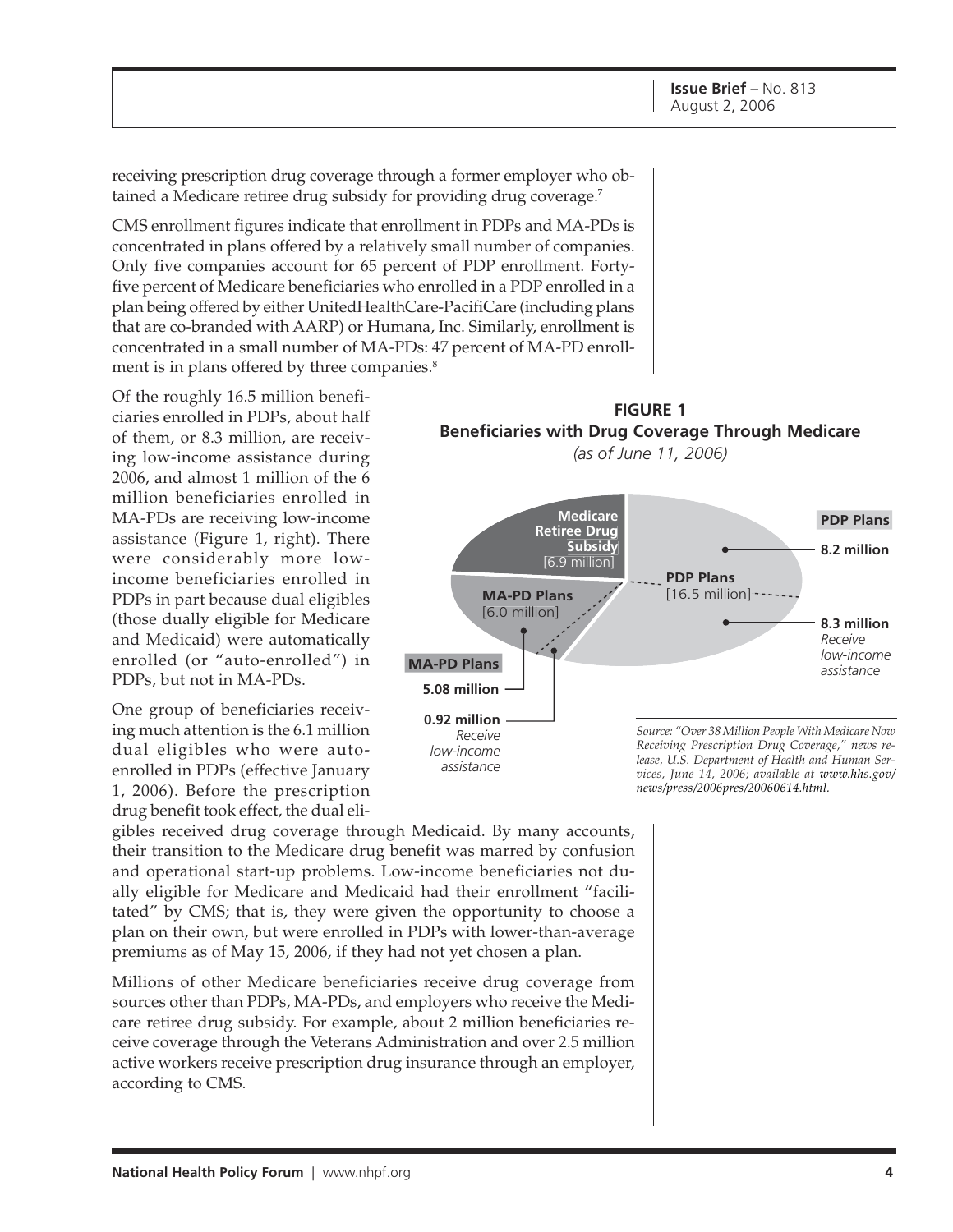receiving prescription drug coverage through a former employer who obtained a Medicare retiree drug subsidy for providing drug coverage.[7]

CMS enrollment figures indicate that enrollment in PDPs and MA-PDs is concentrated in plans offered by a relatively small number of companies. Only five companies account for 65 percent of PDP enrollment. Forty-five percent of Medicare beneficiaries who enrolled in a PDP enrolled in a plan being offered by either UnitedHealthCare-PacifiCare (including plans that are co-branded with AARP) or Humana, Inc. Similarly, enrollment is concentrated in a small number of MA-PDs: 47 percent of MA-PD enrollment is in plans offered by three companies.[8]

Of the roughly 16.5 million beneficiaries enrolled in PDPs, about half of them, or 8.3 million, are receiving low-income assistance during 2006, and almost 1 million of the 6 million beneficiaries enrolled in MA-PDs are receiving low-income assistance (Figure 1, right). There were considerably more low-income beneficiaries enrolled in PDPs in part because dual eligibles (those dually eligible for Medicare and Medicaid) were automatically enrolled (or "auto-enrolled") in PDPs, but not in MA-PDs.

One group of beneficiaries receiving much attention is the 6.1 million dual eligibles who were auto-enrolled in PDPs (effective January 1, 2006). Before the prescription drug benefit took effect, the dual eligibles received drug coverage through Medicaid. By many accounts, their transition to the Medicare drug benefit was marred by confusion and operational start-up problems. Low-income beneficiaries not dually eligible for Medicare and Medicaid had their enrollment "facilitated" by CMS; that is, they were given the opportunity to choose a plan on their own, but were enrolled in PDPs with lower-than-average premiums as of May 15, 2006, if they had not yet chosen a plan.

**FIGURE 1**
**Beneficiaries with Drug Coverage Through Medicare**
*(as of June 11, 2006)*

| Category | Total | Breakdown |
|---|---|---|
| Medicare Retiree Drug Subsidy | 6.9 million | |
| MA-PD Plans | 6.0 million | 5.08 million; 0.92 million receive low-income assistance |
| PDP Plans | 16.5 million | 8.2 million; 8.3 million receive low-income assistance |

*Source: "Over 38 Million People With Medicare Now Receiving Prescription Drug Coverage," news release, U.S. Department of Health and Human Services, June 14, 2006; available at www.hhs.gov/news/press/2006pres/20060614.html.*

Millions of other Medicare beneficiaries receive drug coverage from sources other than PDPs, MA-PDs, and employers who receive the Medicare retiree drug subsidy. For example, about 2 million beneficiaries receive coverage through the Veterans Administration and over 2.5 million active workers receive prescription drug insurance through an employer, according to CMS.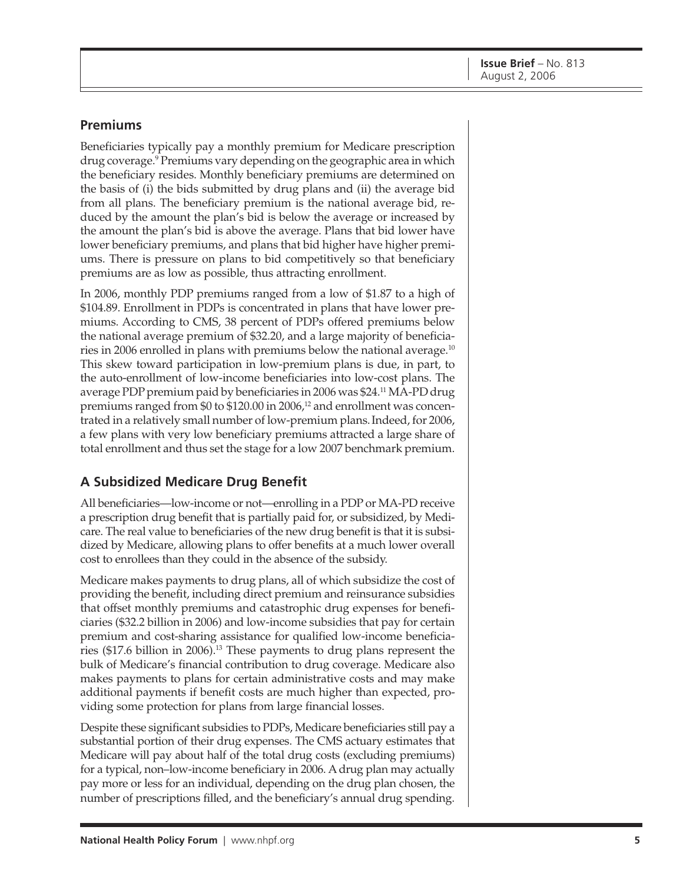## Premiums

Beneficiaries typically pay a monthly premium for Medicare prescription drug coverage.[9] Premiums vary depending on the geographic area in which the beneficiary resides. Monthly beneficiary premiums are determined on the basis of (i) the bids submitted by drug plans and (ii) the average bid from all plans. The beneficiary premium is the national average bid, reduced by the amount the plan's bid is below the average or increased by the amount the plan's bid is above the average. Plans that bid lower have lower beneficiary premiums, and plans that bid higher have higher premiums. There is pressure on plans to bid competitively so that beneficiary premiums are as low as possible, thus attracting enrollment.

In 2006, monthly PDP premiums ranged from a low of $1.87 to a high of $104.89. Enrollment in PDPs is concentrated in plans that have lower premiums. According to CMS, 38 percent of PDPs offered premiums below the national average premium of $32.20, and a large majority of beneficiaries in 2006 enrolled in plans with premiums below the national average.[10] This skew toward participation in low-premium plans is due, in part, to the auto-enrollment of low-income beneficiaries into low-cost plans. The average PDP premium paid by beneficiaries in 2006 was $24.[11] MA-PD drug premiums ranged from $0 to $120.00 in 2006,[12] and enrollment was concentrated in a relatively small number of low-premium plans. Indeed, for 2006, a few plans with very low beneficiary premiums attracted a large share of total enrollment and thus set the stage for a low 2007 benchmark premium.

## A Subsidized Medicare Drug Benefit

All beneficiaries—low-income or not—enrolling in a PDP or MA-PD receive a prescription drug benefit that is partially paid for, or subsidized, by Medicare. The real value to beneficiaries of the new drug benefit is that it is subsidized by Medicare, allowing plans to offer benefits at a much lower overall cost to enrollees than they could in the absence of the subsidy.

Medicare makes payments to drug plans, all of which subsidize the cost of providing the benefit, including direct premium and reinsurance subsidies that offset monthly premiums and catastrophic drug expenses for beneficiaries ($32.2 billion in 2006) and low-income subsidies that pay for certain premium and cost-sharing assistance for qualified low-income beneficiaries ($17.6 billion in 2006).[13] These payments to drug plans represent the bulk of Medicare's financial contribution to drug coverage. Medicare also makes payments to plans for certain administrative costs and may make additional payments if benefit costs are much higher than expected, providing some protection for plans from large financial losses.

Despite these significant subsidies to PDPs, Medicare beneficiaries still pay a substantial portion of their drug expenses. The CMS actuary estimates that Medicare will pay about half of the total drug costs (excluding premiums) for a typical, non–low-income beneficiary in 2006. A drug plan may actually pay more or less for an individual, depending on the drug plan chosen, the number of prescriptions filled, and the beneficiary's annual drug spending.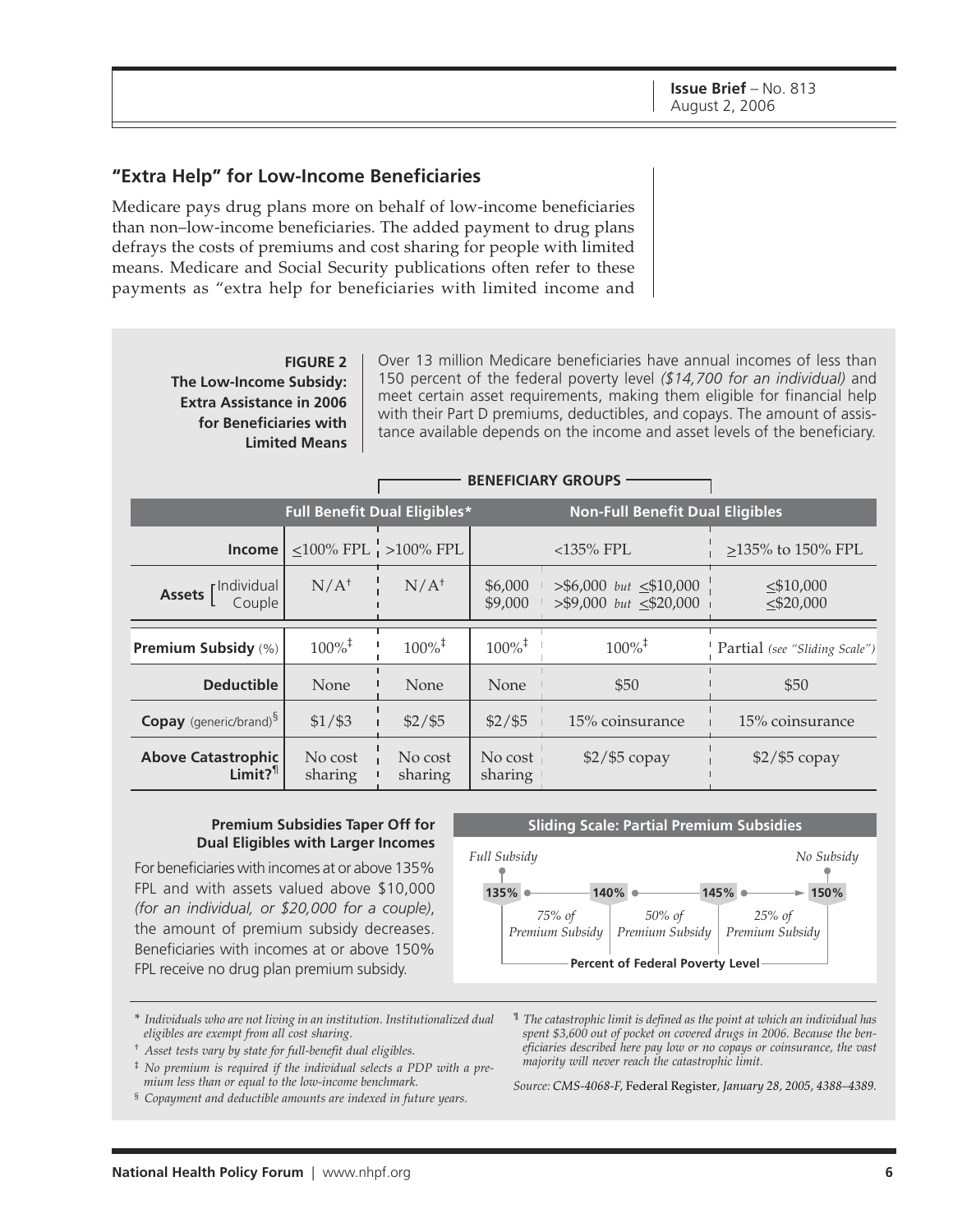## "Extra Help" for Low-Income Beneficiaries

Medicare pays drug plans more on behalf of low-income beneficiaries than non–low-income beneficiaries. The added payment to drug plans defrays the costs of premiums and cost sharing for people with limited means. Medicare and Social Security publications often refer to these payments as "extra help for beneficiaries with limited income and

**FIGURE 2**
**The Low-Income Subsidy: Extra Assistance in 2006 for Beneficiaries with Limited Means**

Over 13 million Medicare beneficiaries have annual incomes of less than 150 percent of the federal poverty level *($14,700 for an individual)* and meet certain asset requirements, making them eligible for financial help with their Part D premiums, deductibles, and copays. The amount of assistance available depends on the income and asset levels of the beneficiary.

| | BENEFICIARY GROUPS | | | | |
|---|---|---|---|---|---|
| | **Full Benefit Dual Eligibles*** | | **Non-Full Benefit Dual Eligibles** | | |
| **Income** | ≤100% FPL | >100% FPL | <135% FPL | | ≥135% to 150% FPL |
| **Assets** Individual / Couple | N/A† | N/A† | $6,000 / $9,000 | >$6,000 *but* ≤$10,000 / >$9,000 *but* ≤$20,000 | ≤$10,000 / ≤$20,000 |
| **Premium Subsidy** (%) | 100%‡ | 100%‡ | 100%‡ | 100%‡ | Partial *(see "Sliding Scale")* |
| **Deductible** | None | None | None | $50 | $50 |
| **Copay** (generic/brand)§ | $1/$3 | $2/$5 | $2/$5 | 15% coinsurance | 15% coinsurance |
| **Above Catastrophic Limit?**¶ | No cost sharing | No cost sharing | No cost sharing | $2/$5 copay | $2/$5 copay |

**Premium Subsidies Taper Off for Dual Eligibles with Larger Incomes**

For beneficiaries with incomes at or above 135% FPL and with assets valued above $10,000 *(for an individual, or $20,000 for a couple)*, the amount of premium subsidy decreases. Beneficiaries with incomes at or above 150% FPL receive no drug plan premium subsidy.

**Sliding Scale: Partial Premium Subsidies**

| Percent of Federal Poverty Level | Premium Subsidy |
|---|---|
| 135% | Full Subsidy |
| 135% to 140% | 75% of Premium Subsidy |
| 140% to 145% | 50% of Premium Subsidy |
| 145% to 150% | 25% of Premium Subsidy |
| 150% | No Subsidy |

\* *Individuals who are not living in an institution. Institutionalized dual eligibles are exempt from all cost sharing.*

† *Asset tests vary by state for full-benefit dual eligibles.*

‡ *No premium is required if the individual selects a PDP with a premium less than or equal to the low-income benchmark.*

§ *Copayment and deductible amounts are indexed in future years.*

¶ *The catastrophic limit is defined as the point at which an individual has spent $3,600 out of pocket on covered drugs in 2006. Because the beneficiaries described here pay low or no copays or coinsurance, the vast majority will never reach the catastrophic limit.*

*Source: CMS-4068-F,* Federal Register*, January 28, 2005, 4388–4389.*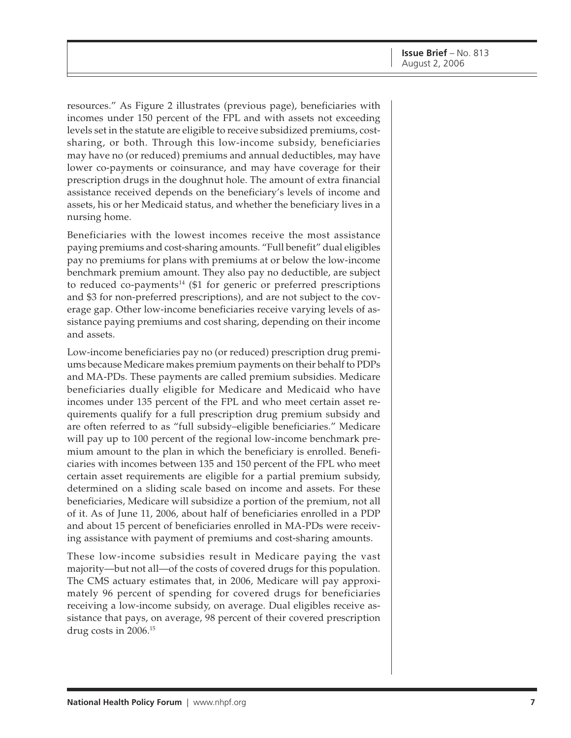resources." As Figure 2 illustrates (previous page), beneficiaries with incomes under 150 percent of the FPL and with assets not exceeding levels set in the statute are eligible to receive subsidized premiums, cost-sharing, or both. Through this low-income subsidy, beneficiaries may have no (or reduced) premiums and annual deductibles, may have lower co-payments or coinsurance, and may have coverage for their prescription drugs in the doughnut hole. The amount of extra financial assistance received depends on the beneficiary's levels of income and assets, his or her Medicaid status, and whether the beneficiary lives in a nursing home.

Beneficiaries with the lowest incomes receive the most assistance paying premiums and cost-sharing amounts. "Full benefit" dual eligibles pay no premiums for plans with premiums at or below the low-income benchmark premium amount. They also pay no deductible, are subject to reduced co-payments[14] ($1 for generic or preferred prescriptions and $3 for non-preferred prescriptions), and are not subject to the coverage gap. Other low-income beneficiaries receive varying levels of assistance paying premiums and cost sharing, depending on their income and assets.

Low-income beneficiaries pay no (or reduced) prescription drug premiums because Medicare makes premium payments on their behalf to PDPs and MA-PDs. These payments are called premium subsidies. Medicare beneficiaries dually eligible for Medicare and Medicaid who have incomes under 135 percent of the FPL and who meet certain asset requirements qualify for a full prescription drug premium subsidy and are often referred to as "full subsidy–eligible beneficiaries." Medicare will pay up to 100 percent of the regional low-income benchmark premium amount to the plan in which the beneficiary is enrolled. Beneficiaries with incomes between 135 and 150 percent of the FPL who meet certain asset requirements are eligible for a partial premium subsidy, determined on a sliding scale based on income and assets. For these beneficiaries, Medicare will subsidize a portion of the premium, not all of it. As of June 11, 2006, about half of beneficiaries enrolled in a PDP and about 15 percent of beneficiaries enrolled in MA-PDs were receiving assistance with payment of premiums and cost-sharing amounts.

These low-income subsidies result in Medicare paying the vast majority—but not all—of the costs of covered drugs for this population. The CMS actuary estimates that, in 2006, Medicare will pay approximately 96 percent of spending for covered drugs for beneficiaries receiving a low-income subsidy, on average. Dual eligibles receive assistance that pays, on average, 98 percent of their covered prescription drug costs in 2006.[15]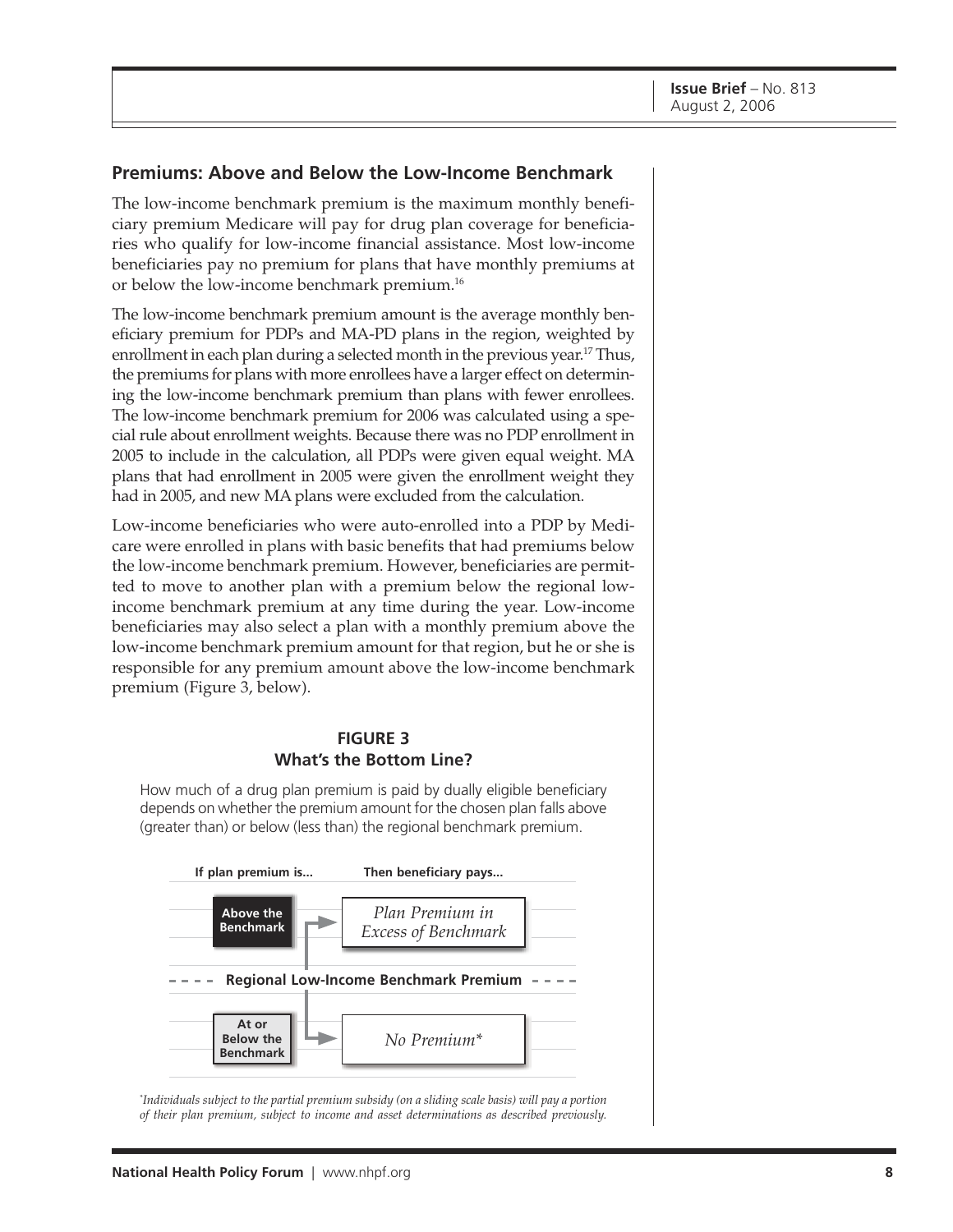## Premiums: Above and Below the Low-Income Benchmark

The low-income benchmark premium is the maximum monthly beneficiary premium Medicare will pay for drug plan coverage for beneficiaries who qualify for low-income financial assistance. Most low-income beneficiaries pay no premium for plans that have monthly premiums at or below the low-income benchmark premium.[16]

The low-income benchmark premium amount is the average monthly beneficiary premium for PDPs and MA-PD plans in the region, weighted by enrollment in each plan during a selected month in the previous year.[17] Thus, the premiums for plans with more enrollees have a larger effect on determining the low-income benchmark premium than plans with fewer enrollees. The low-income benchmark premium for 2006 was calculated using a special rule about enrollment weights. Because there was no PDP enrollment in 2005 to include in the calculation, all PDPs were given equal weight. MA plans that had enrollment in 2005 were given the enrollment weight they had in 2005, and new MA plans were excluded from the calculation.

Low-income beneficiaries who were auto-enrolled into a PDP by Medicare were enrolled in plans with basic benefits that had premiums below the low-income benchmark premium. However, beneficiaries are permitted to move to another plan with a premium below the regional low-income benchmark premium at any time during the year. Low-income beneficiaries may also select a plan with a monthly premium above the low-income benchmark premium amount for that region, but he or she is responsible for any premium amount above the low-income benchmark premium (Figure 3, below).

### FIGURE 3
### What's the Bottom Line?

How much of a drug plan premium is paid by dually eligible beneficiary depends on whether the premium amount for the chosen plan falls above (greater than) or below (less than) the regional benchmark premium.

| If plan premium is... | Then beneficiary pays... |
| --- | --- |
| **Above the Benchmark** | *Plan Premium in Excess of Benchmark* |
| **Regional Low-Income Benchmark Premium** | |
| **At or Below the Benchmark** | *No Premium** |

*Individuals subject to the partial premium subsidy (on a sliding scale basis) will pay a portion of their plan premium, subject to income and asset determinations as described previously.*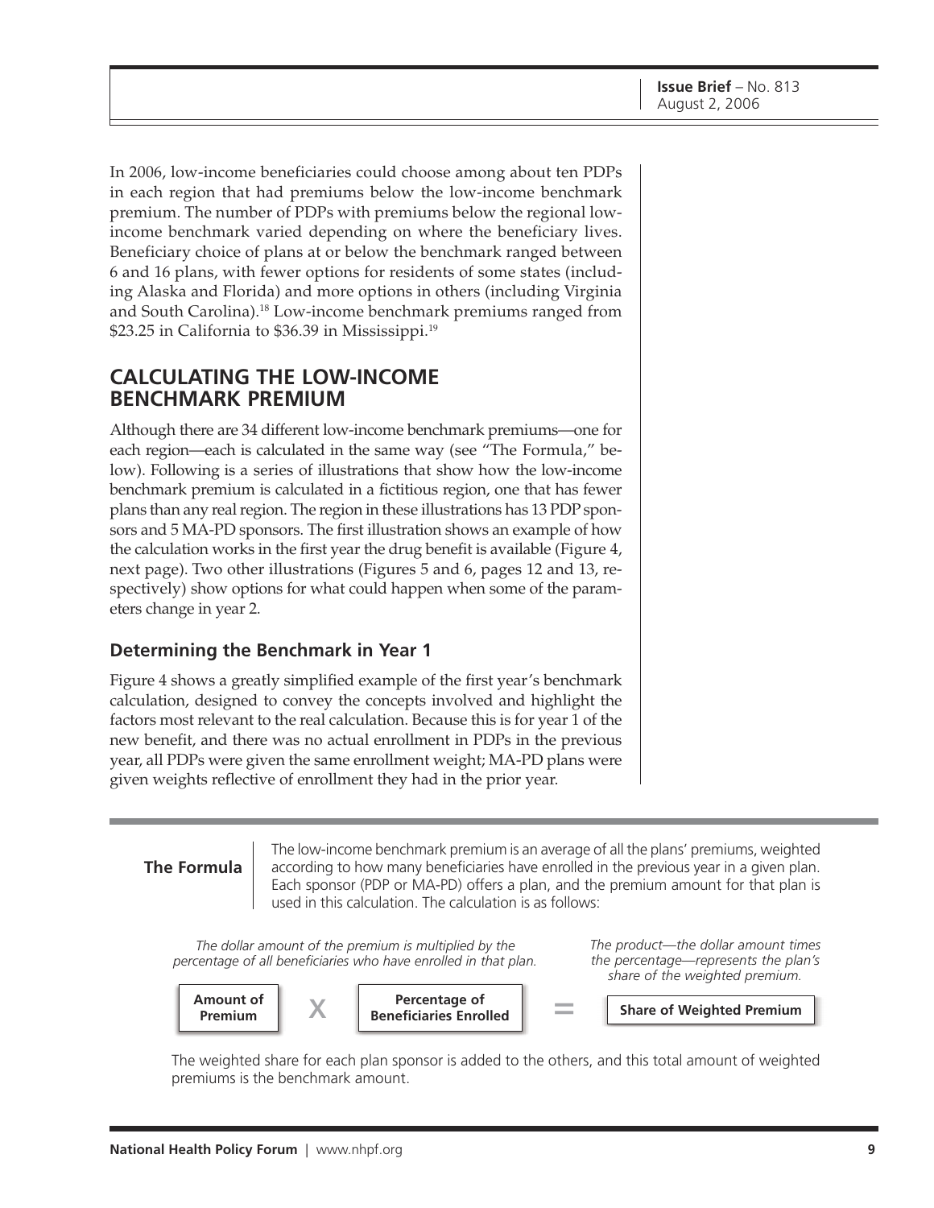In 2006, low-income beneficiaries could choose among about ten PDPs in each region that had premiums below the low-income benchmark premium. The number of PDPs with premiums below the regional low-income benchmark varied depending on where the beneficiary lives. Beneficiary choice of plans at or below the benchmark ranged between 6 and 16 plans, with fewer options for residents of some states (including Alaska and Florida) and more options in others (including Virginia and South Carolina).[18] Low-income benchmark premiums ranged from $23.25 in California to $36.39 in Mississippi.[19]

## CALCULATING THE LOW-INCOME BENCHMARK PREMIUM

Although there are 34 different low-income benchmark premiums—one for each region—each is calculated in the same way (see "The Formula," below). Following is a series of illustrations that show how the low-income benchmark premium is calculated in a fictitious region, one that has fewer plans than any real region. The region in these illustrations has 13 PDP sponsors and 5 MA-PD sponsors. The first illustration shows an example of how the calculation works in the first year the drug benefit is available (Figure 4, next page). Two other illustrations (Figures 5 and 6, pages 12 and 13, respectively) show options for what could happen when some of the parameters change in year 2.

### Determining the Benchmark in Year 1

Figure 4 shows a greatly simplified example of the first year's benchmark calculation, designed to convey the concepts involved and highlight the factors most relevant to the real calculation. Because this is for year 1 of the new benefit, and there was no actual enrollment in PDPs in the previous year, all PDPs were given the same enrollment weight; MA-PD plans were given weights reflective of enrollment they had in the prior year.

---

**The Formula**

The low-income benchmark premium is an average of all the plans' premiums, weighted according to how many beneficiaries have enrolled in the previous year in a given plan. Each sponsor (PDP or MA-PD) offers a plan, and the premium amount for that plan is used in this calculation. The calculation is as follows:

*The dollar amount of the premium is multiplied by the percentage of all beneficiaries who have enrolled in that plan.*

*The product—the dollar amount times the percentage—represents the plan's share of the weighted premium.*

**Amount of Premium** X **Percentage of Beneficiaries Enrolled** = **Share of Weighted Premium**

The weighted share for each plan sponsor is added to the others, and this total amount of weighted premiums is the benchmark amount.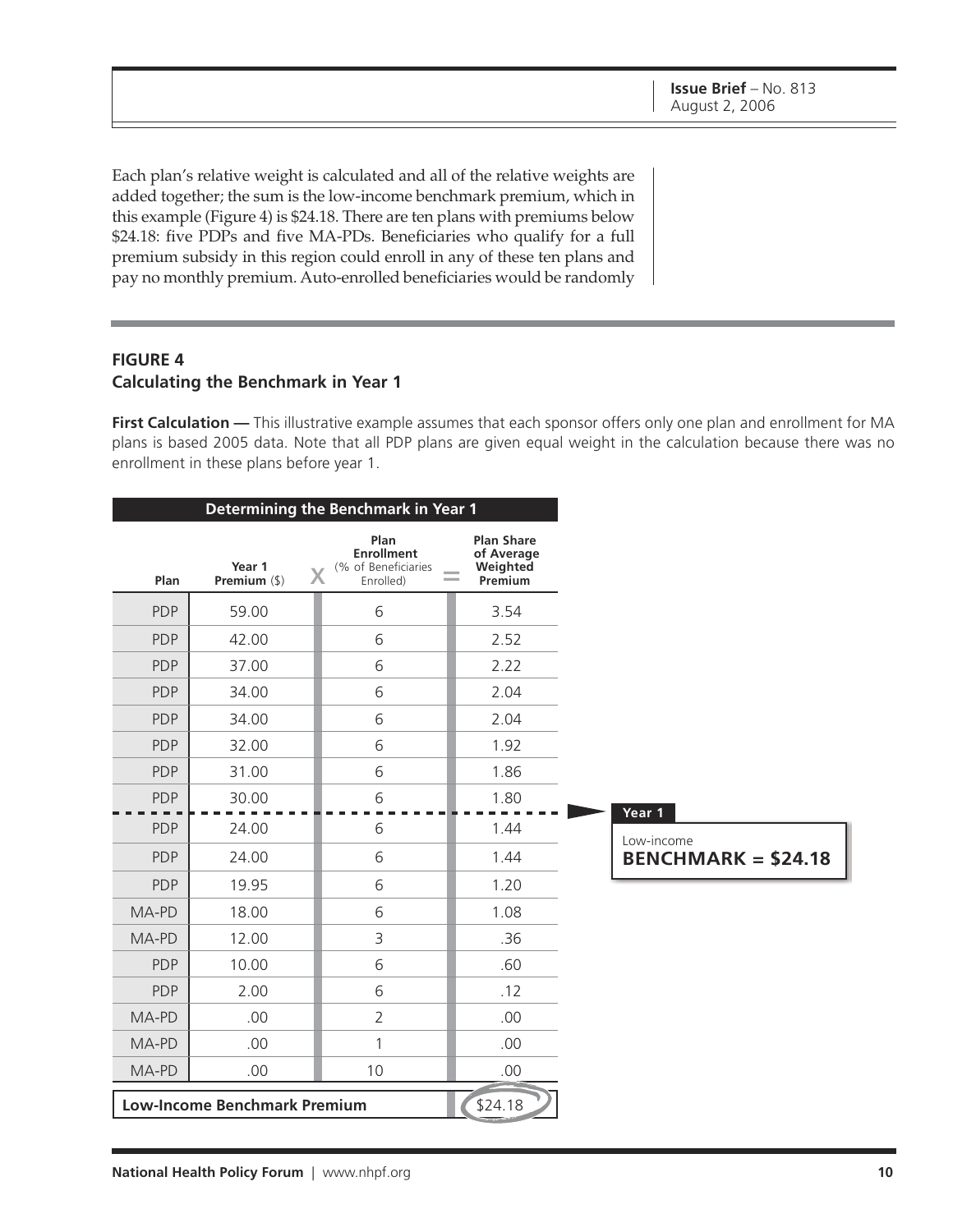Each plan's relative weight is calculated and all of the relative weights are added together; the sum is the low-income benchmark premium, which in this example (Figure 4) is $24.18. There are ten plans with premiums below $24.18: five PDPs and five MA-PDs. Beneficiaries who qualify for a full premium subsidy in this region could enroll in any of these ten plans and pay no monthly premium. Auto-enrolled beneficiaries would be randomly

**FIGURE 4**
**Calculating the Benchmark in Year 1**

**First Calculation —** This illustrative example assumes that each sponsor offers only one plan and enrollment for MA plans is based 2005 data. Note that all PDP plans are given equal weight in the calculation because there was no enrollment in these plans before year 1.

**Determining the Benchmark in Year 1**

| Plan | Year 1 Premium ($) | X | Plan Enrollment (% of Beneficiaries Enrolled) | = | Plan Share of Average Weighted Premium |
|---|---|---|---|---|---|
| PDP | 59.00 | | 6 | | 3.54 |
| PDP | 42.00 | | 6 | | 2.52 |
| PDP | 37.00 | | 6 | | 2.22 |
| PDP | 34.00 | | 6 | | 2.04 |
| PDP | 34.00 | | 6 | | 2.04 |
| PDP | 32.00 | | 6 | | 1.92 |
| PDP | 31.00 | | 6 | | 1.86 |
| PDP | 30.00 | | 6 | | 1.80 |
| PDP | 24.00 | | 6 | | 1.44 |
| PDP | 24.00 | | 6 | | 1.44 |
| PDP | 19.95 | | 6 | | 1.20 |
| MA-PD | 18.00 | | 6 | | 1.08 |
| MA-PD | 12.00 | | 3 | | .36 |
| PDP | 10.00 | | 6 | | .60 |
| PDP | 2.00 | | 6 | | .12 |
| MA-PD | .00 | | 2 | | .00 |
| MA-PD | .00 | | 1 | | .00 |
| MA-PD | .00 | | 10 | | .00 |
| **Low-Income Benchmark Premium** | | | | | $24.18 |

Year 1
Low-income
**BENCHMARK = $24.18**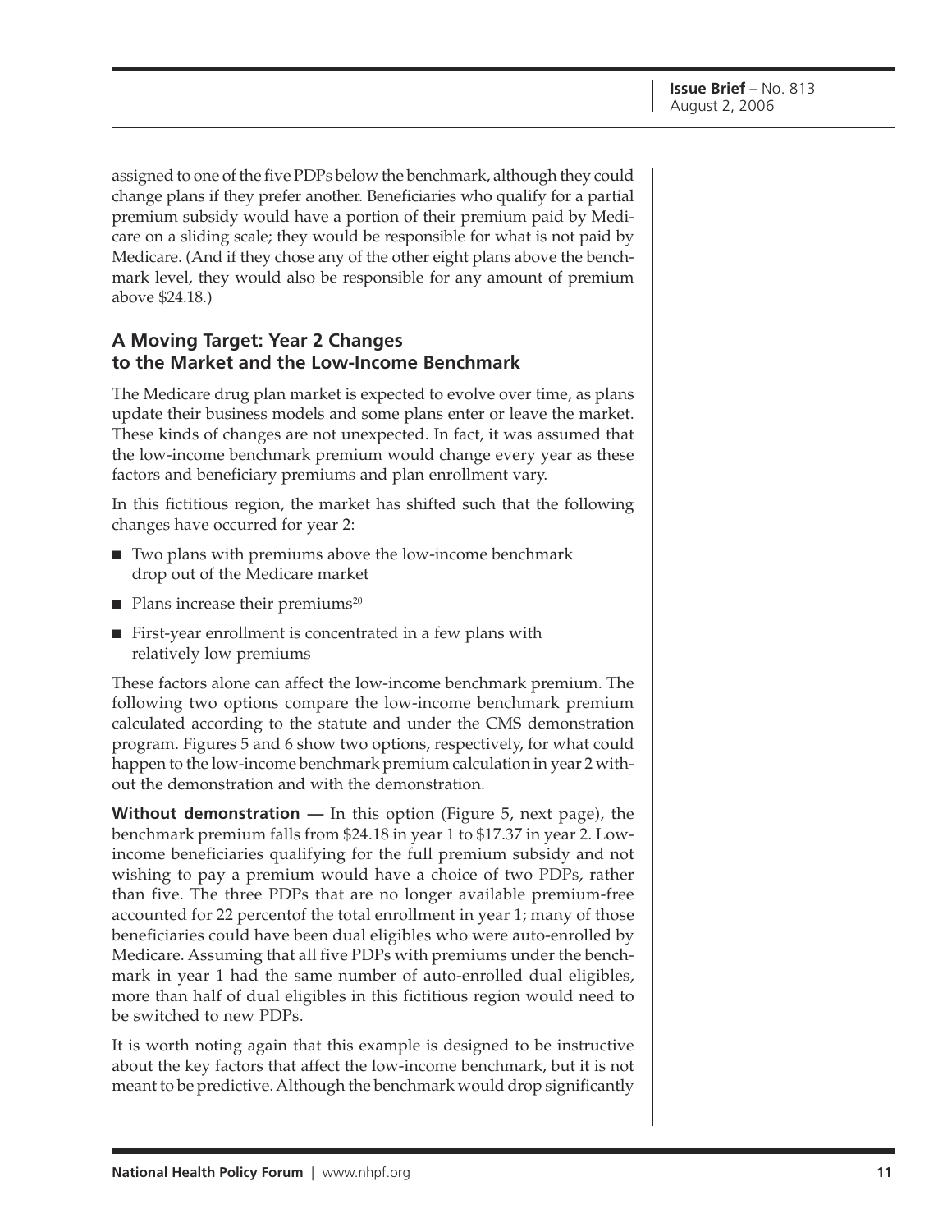assigned to one of the five PDPs below the benchmark, although they could change plans if they prefer another. Beneficiaries who qualify for a partial premium subsidy would have a portion of their premium paid by Medicare on a sliding scale; they would be responsible for what is not paid by Medicare. (And if they chose any of the other eight plans above the benchmark level, they would also be responsible for any amount of premium above $24.18.)

## A Moving Target: Year 2 Changes to the Market and the Low-Income Benchmark

The Medicare drug plan market is expected to evolve over time, as plans update their business models and some plans enter or leave the market. These kinds of changes are not unexpected. In fact, it was assumed that the low-income benchmark premium would change every year as these factors and beneficiary premiums and plan enrollment vary.

In this fictitious region, the market has shifted such that the following changes have occurred for year 2:

- Two plans with premiums above the low-income benchmark drop out of the Medicare market
- Plans increase their premiums[20]
- First-year enrollment is concentrated in a few plans with relatively low premiums

These factors alone can affect the low-income benchmark premium. The following two options compare the low-income benchmark premium calculated according to the statute and under the CMS demonstration program. Figures 5 and 6 show two options, respectively, for what could happen to the low-income benchmark premium calculation in year 2 without the demonstration and with the demonstration.

**Without demonstration —** In this option (Figure 5, next page), the benchmark premium falls from $24.18 in year 1 to $17.37 in year 2. Low-income beneficiaries qualifying for the full premium subsidy and not wishing to pay a premium would have a choice of two PDPs, rather than five. The three PDPs that are no longer available premium-free accounted for 22 percentof the total enrollment in year 1; many of those beneficiaries could have been dual eligibles who were auto-enrolled by Medicare. Assuming that all five PDPs with premiums under the benchmark in year 1 had the same number of auto-enrolled dual eligibles, more than half of dual eligibles in this fictitious region would need to be switched to new PDPs.

It is worth noting again that this example is designed to be instructive about the key factors that affect the low-income benchmark, but it is not meant to be predictive. Although the benchmark would drop significantly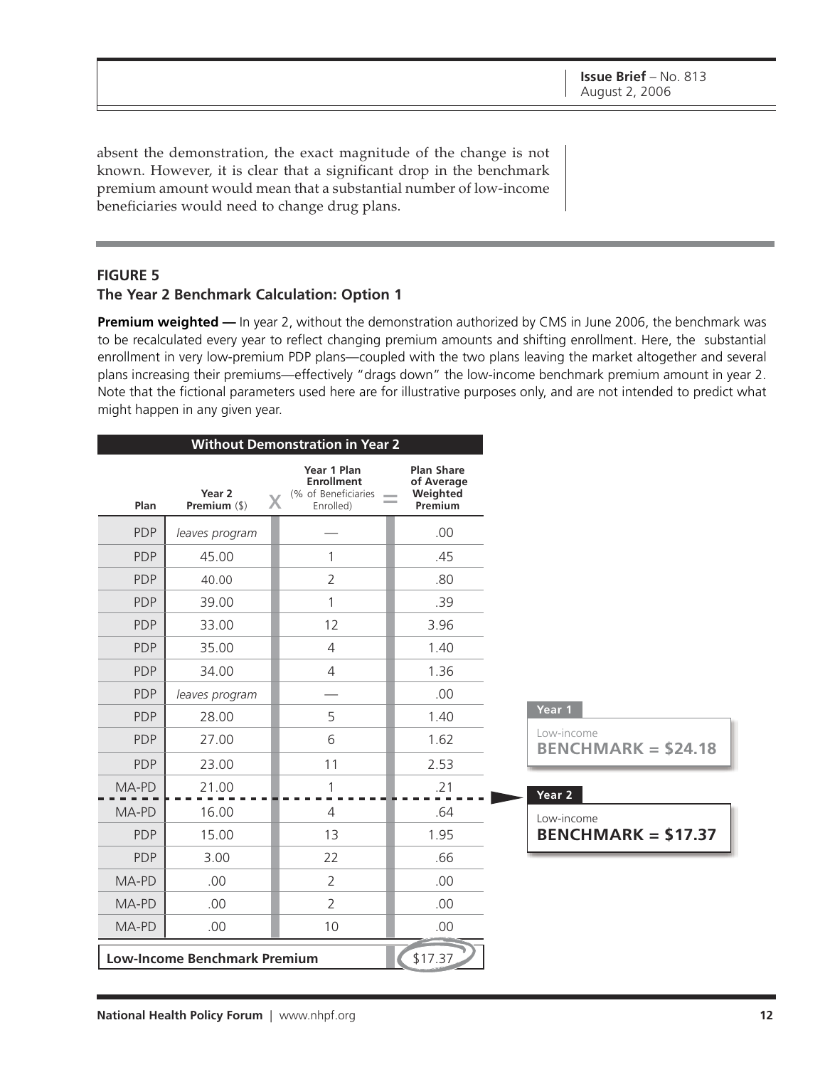absent the demonstration, the exact magnitude of the change is not known. However, it is clear that a significant drop in the benchmark premium amount would mean that a substantial number of low-income beneficiaries would need to change drug plans.

## FIGURE 5
### The Year 2 Benchmark Calculation: Option 1

**Premium weighted —** In year 2, without the demonstration authorized by CMS in June 2006, the benchmark was to be recalculated every year to reflect changing premium amounts and shifting enrollment. Here, the substantial enrollment in very low-premium PDP plans—coupled with the two plans leaving the market altogether and several plans increasing their premiums—effectively "drags down" the low-income benchmark premium amount in year 2. Note that the fictional parameters used here are for illustrative purposes only, and are not intended to predict what might happen in any given year.

**Without Demonstration in Year 2**

| Plan | Year 2 Premium ($) | X | Year 1 Plan Enrollment (% of Beneficiaries Enrolled) | = | Plan Share of Average Weighted Premium |
|---|---|---|---|---|---|
| PDP | *leaves program* | | — | | .00 |
| PDP | 45.00 | | 1 | | .45 |
| PDP | 40.00 | | 2 | | .80 |
| PDP | 39.00 | | 1 | | .39 |
| PDP | 33.00 | | 12 | | 3.96 |
| PDP | 35.00 | | 4 | | 1.40 |
| PDP | 34.00 | | 4 | | 1.36 |
| PDP | *leaves program* | | — | | .00 |
| PDP | 28.00 | | 5 | | 1.40 |
| PDP | 27.00 | | 6 | | 1.62 |
| PDP | 23.00 | | 11 | | 2.53 |
| MA-PD | 21.00 | | 1 | | .21 |
| MA-PD | 16.00 | | 4 | | .64 |
| PDP | 15.00 | | 13 | | 1.95 |
| PDP | 3.00 | | 22 | | .66 |
| MA-PD | .00 | | 2 | | .00 |
| MA-PD | .00 | | 2 | | .00 |
| MA-PD | .00 | | 10 | | .00 |
| **Low-Income Benchmark Premium** | | | | | $17.37 |

**Year 1**
Low-income
**BENCHMARK = $24.18**

**Year 2**
Low-income
**BENCHMARK = $17.37**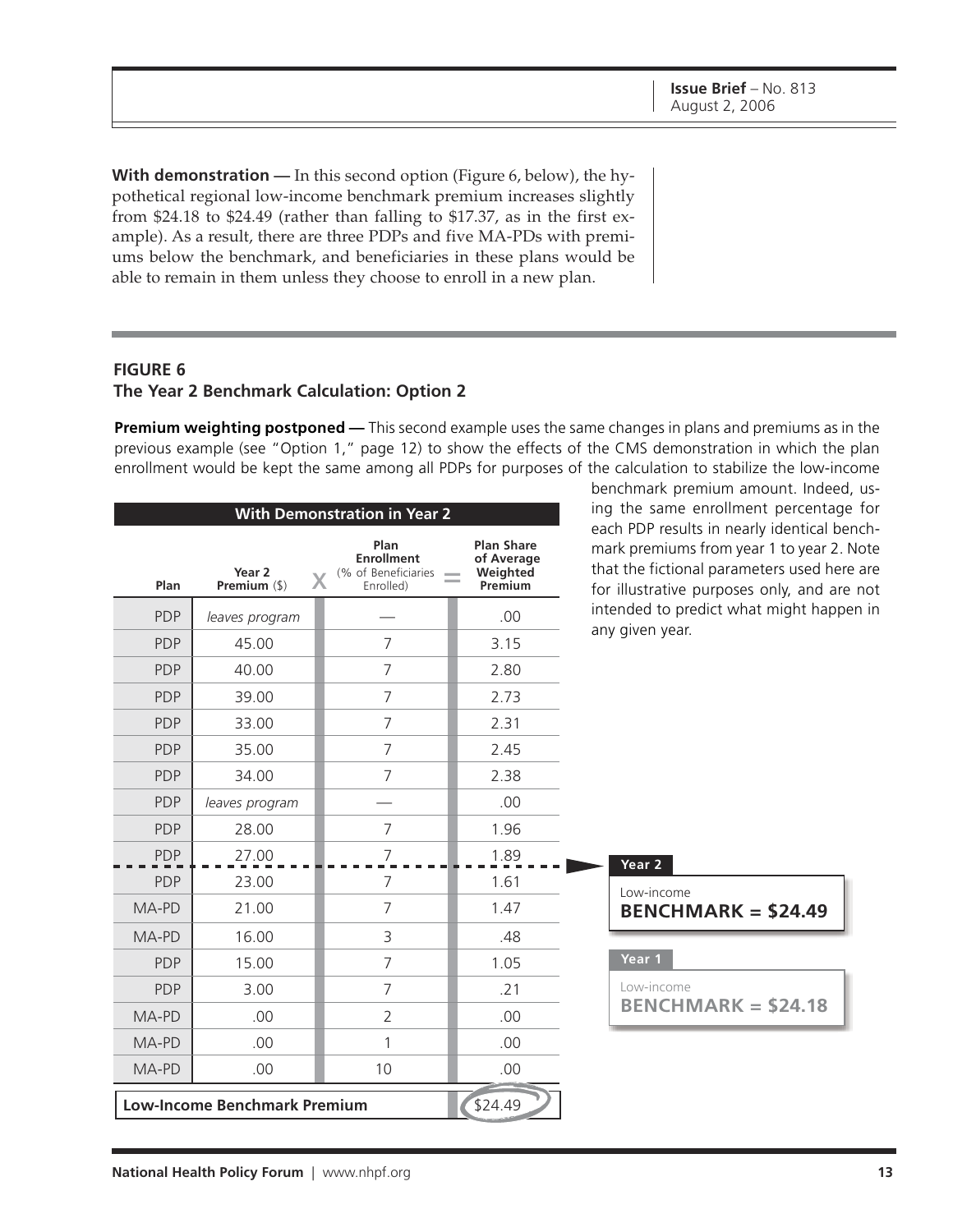**With demonstration —** In this second option (Figure 6, below), the hypothetical regional low-income benchmark premium increases slightly from $24.18 to $24.49 (rather than falling to $17.37, as in the first example). As a result, there are three PDPs and five MA-PDs with premiums below the benchmark, and beneficiaries in these plans would be able to remain in them unless they choose to enroll in a new plan.

## FIGURE 6
### The Year 2 Benchmark Calculation: Option 2

**Premium weighting postponed —** This second example uses the same changes in plans and premiums as in the previous example (see "Option 1," page 12) to show the effects of the CMS demonstration in which the plan enrollment would be kept the same among all PDPs for purposes of the calculation to stabilize the low-income benchmark premium amount. Indeed, using the same enrollment percentage for each PDP results in nearly identical benchmark premiums from year 1 to year 2. Note that the fictional parameters used here are for illustrative purposes only, and are not intended to predict what might happen in any given year.

| With Demonstration in Year 2 | | | |
|---|---|---|---|
| Plan | Year 2 Premium ($) | × Plan Enrollment (% of Beneficiaries Enrolled) | = Plan Share of Average Weighted Premium |
| PDP | *leaves program* | — | .00 |
| PDP | 45.00 | 7 | 3.15 |
| PDP | 40.00 | 7 | 2.80 |
| PDP | 39.00 | 7 | 2.73 |
| PDP | 33.00 | 7 | 2.31 |
| PDP | 35.00 | 7 | 2.45 |
| PDP | 34.00 | 7 | 2.38 |
| PDP | *leaves program* | — | .00 |
| PDP | 28.00 | 7 | 1.96 |
| PDP | 27.00 | 7 | 1.89 |
| PDP | 23.00 | 7 | 1.61 |
| MA-PD | 21.00 | 7 | 1.47 |
| MA-PD | 16.00 | 3 | .48 |
| PDP | 15.00 | 7 | 1.05 |
| PDP | 3.00 | 7 | .21 |
| MA-PD | .00 | 2 | .00 |
| MA-PD | .00 | 1 | .00 |
| MA-PD | .00 | 10 | .00 |
| **Low-Income Benchmark Premium** | | | $24.49 |

**Year 2**
Low-income
**BENCHMARK = $24.49**

**Year 1**
Low-income
**BENCHMARK = $24.18**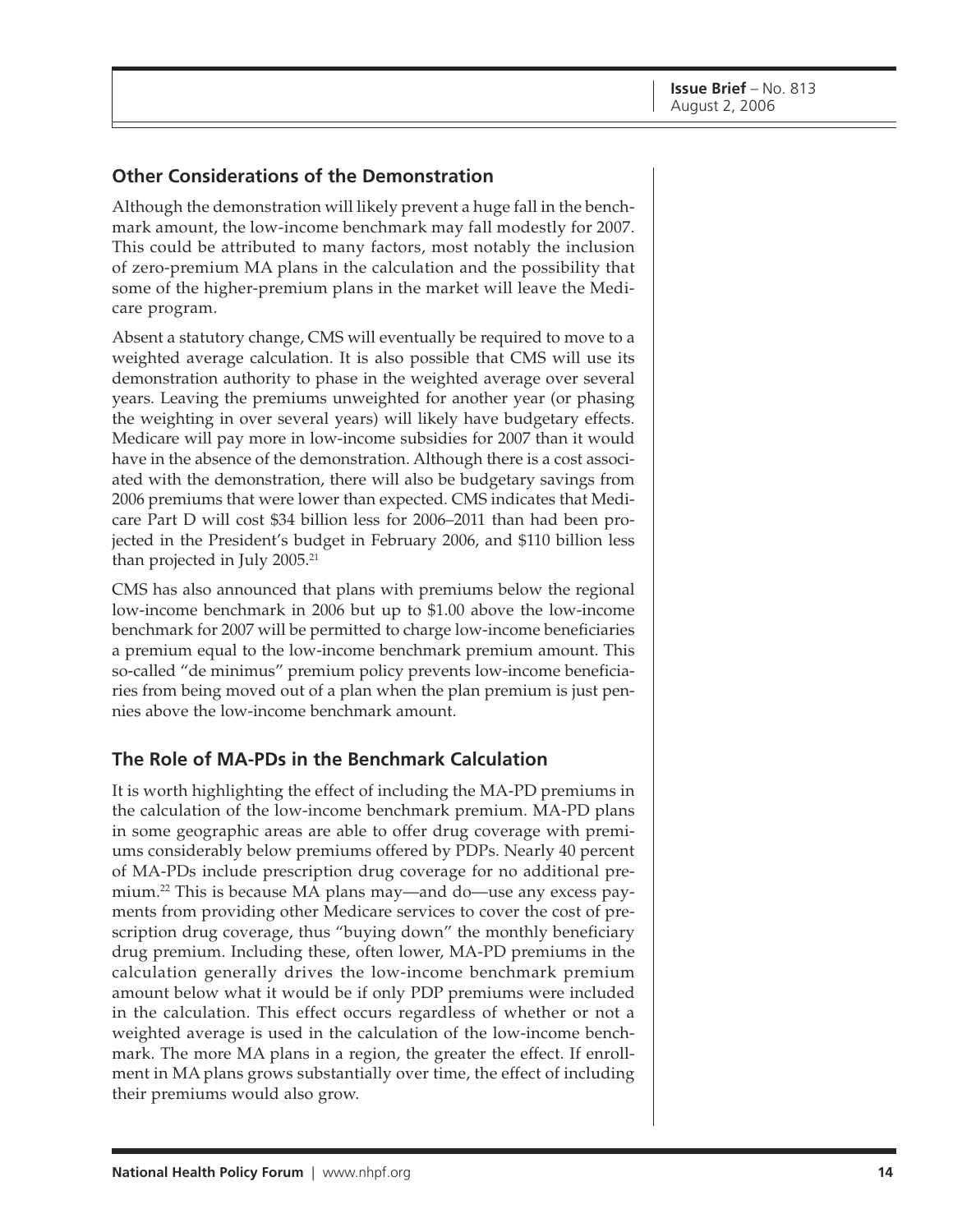## Other Considerations of the Demonstration

Although the demonstration will likely prevent a huge fall in the benchmark amount, the low-income benchmark may fall modestly for 2007. This could be attributed to many factors, most notably the inclusion of zero-premium MA plans in the calculation and the possibility that some of the higher-premium plans in the market will leave the Medicare program.

Absent a statutory change, CMS will eventually be required to move to a weighted average calculation. It is also possible that CMS will use its demonstration authority to phase in the weighted average over several years. Leaving the premiums unweighted for another year (or phasing the weighting in over several years) will likely have budgetary effects. Medicare will pay more in low-income subsidies for 2007 than it would have in the absence of the demonstration. Although there is a cost associated with the demonstration, there will also be budgetary savings from 2006 premiums that were lower than expected. CMS indicates that Medicare Part D will cost $34 billion less for 2006–2011 than had been projected in the President's budget in February 2006, and $110 billion less than projected in July 2005.[21]

CMS has also announced that plans with premiums below the regional low-income benchmark in 2006 but up to $1.00 above the low-income benchmark for 2007 will be permitted to charge low-income beneficiaries a premium equal to the low-income benchmark premium amount. This so-called "de minimus" premium policy prevents low-income beneficiaries from being moved out of a plan when the plan premium is just pennies above the low-income benchmark amount.

## The Role of MA-PDs in the Benchmark Calculation

It is worth highlighting the effect of including the MA-PD premiums in the calculation of the low-income benchmark premium. MA-PD plans in some geographic areas are able to offer drug coverage with premiums considerably below premiums offered by PDPs. Nearly 40 percent of MA-PDs include prescription drug coverage for no additional premium.[22] This is because MA plans may—and do—use any excess payments from providing other Medicare services to cover the cost of prescription drug coverage, thus "buying down" the monthly beneficiary drug premium. Including these, often lower, MA-PD premiums in the calculation generally drives the low-income benchmark premium amount below what it would be if only PDP premiums were included in the calculation. This effect occurs regardless of whether or not a weighted average is used in the calculation of the low-income benchmark. The more MA plans in a region, the greater the effect. If enrollment in MA plans grows substantially over time, the effect of including their premiums would also grow.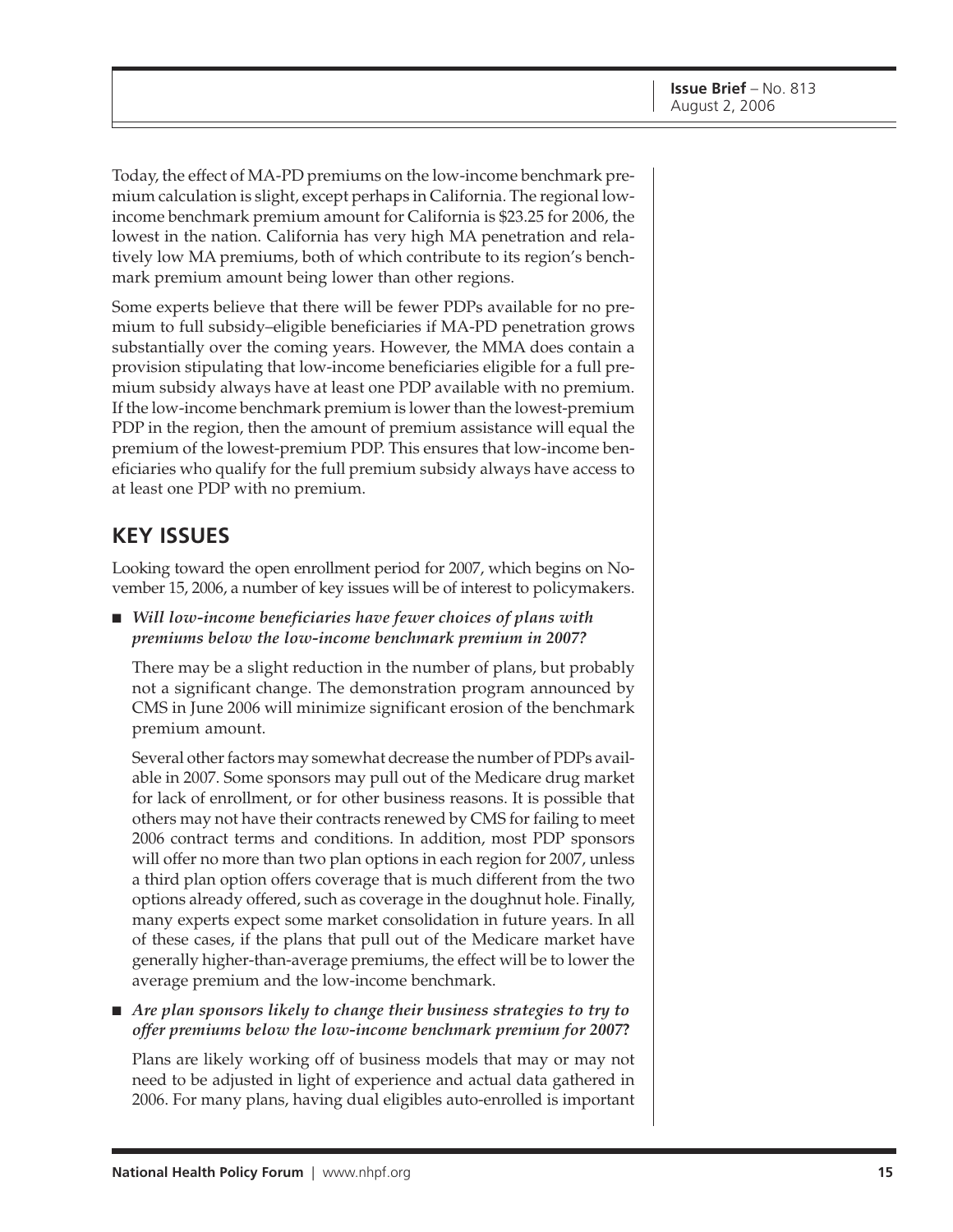Today, the effect of MA-PD premiums on the low-income benchmark premium calculation is slight, except perhaps in California. The regional low-income benchmark premium amount for California is $23.25 for 2006, the lowest in the nation. California has very high MA penetration and relatively low MA premiums, both of which contribute to its region's benchmark premium amount being lower than other regions.

Some experts believe that there will be fewer PDPs available for no premium to full subsidy–eligible beneficiaries if MA-PD penetration grows substantially over the coming years. However, the MMA does contain a provision stipulating that low-income beneficiaries eligible for a full premium subsidy always have at least one PDP available with no premium. If the low-income benchmark premium is lower than the lowest-premium PDP in the region, then the amount of premium assistance will equal the premium of the lowest-premium PDP. This ensures that low-income beneficiaries who qualify for the full premium subsidy always have access to at least one PDP with no premium.

## KEY ISSUES

Looking toward the open enrollment period for 2007, which begins on November 15, 2006, a number of key issues will be of interest to policymakers.

- ***Will low-income beneficiaries have fewer choices of plans with premiums below the low-income benchmark premium in 2007?***

  There may be a slight reduction in the number of plans, but probably not a significant change. The demonstration program announced by CMS in June 2006 will minimize significant erosion of the benchmark premium amount.

  Several other factors may somewhat decrease the number of PDPs available in 2007. Some sponsors may pull out of the Medicare drug market for lack of enrollment, or for other business reasons. It is possible that others may not have their contracts renewed by CMS for failing to meet 2006 contract terms and conditions. In addition, most PDP sponsors will offer no more than two plan options in each region for 2007, unless a third plan option offers coverage that is much different from the two options already offered, such as coverage in the doughnut hole. Finally, many experts expect some market consolidation in future years. In all of these cases, if the plans that pull out of the Medicare market have generally higher-than-average premiums, the effect will be to lower the average premium and the low-income benchmark.

- ***Are plan sponsors likely to change their business strategies to try to offer premiums below the low-income benchmark premium for 2007?***

  Plans are likely working off of business models that may or may not need to be adjusted in light of experience and actual data gathered in 2006. For many plans, having dual eligibles auto-enrolled is important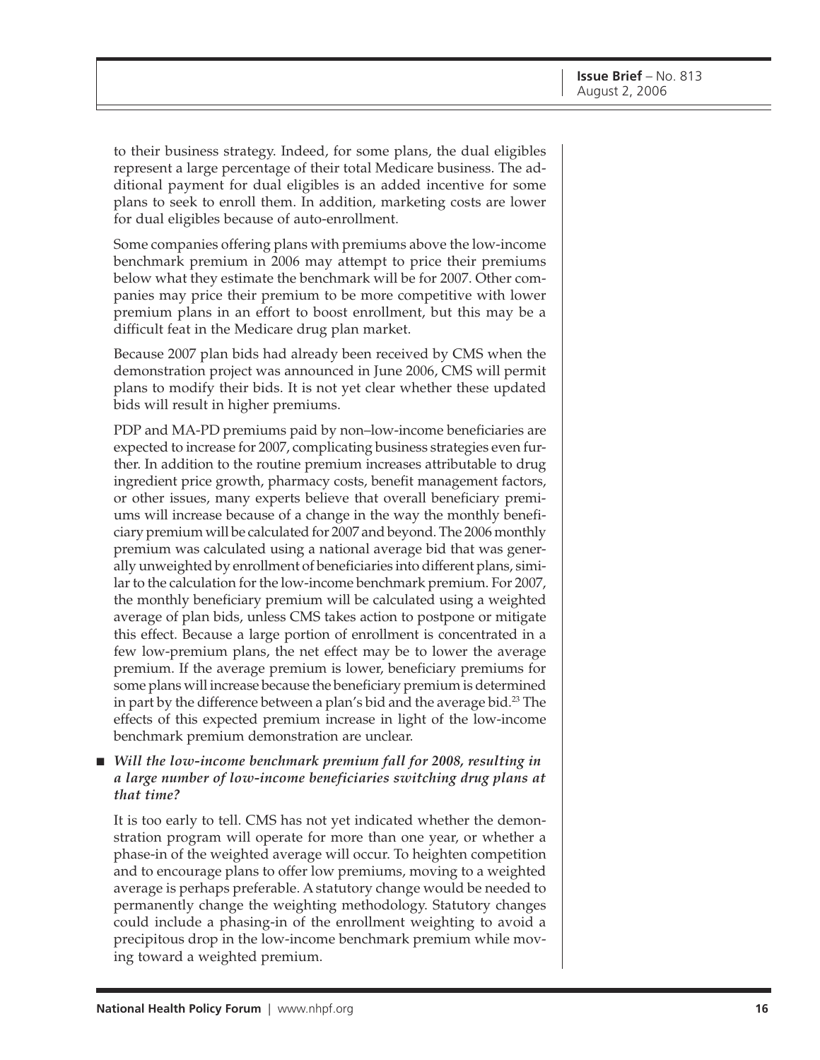to their business strategy. Indeed, for some plans, the dual eligibles represent a large percentage of their total Medicare business. The additional payment for dual eligibles is an added incentive for some plans to seek to enroll them. In addition, marketing costs are lower for dual eligibles because of auto-enrollment.

Some companies offering plans with premiums above the low-income benchmark premium in 2006 may attempt to price their premiums below what they estimate the benchmark will be for 2007. Other companies may price their premium to be more competitive with lower premium plans in an effort to boost enrollment, but this may be a difficult feat in the Medicare drug plan market.

Because 2007 plan bids had already been received by CMS when the demonstration project was announced in June 2006, CMS will permit plans to modify their bids. It is not yet clear whether these updated bids will result in higher premiums.

PDP and MA-PD premiums paid by non–low-income beneficiaries are expected to increase for 2007, complicating business strategies even further. In addition to the routine premium increases attributable to drug ingredient price growth, pharmacy costs, benefit management factors, or other issues, many experts believe that overall beneficiary premiums will increase because of a change in the way the monthly beneficiary premium will be calculated for 2007 and beyond. The 2006 monthly premium was calculated using a national average bid that was generally unweighted by enrollment of beneficiaries into different plans, similar to the calculation for the low-income benchmark premium. For 2007, the monthly beneficiary premium will be calculated using a weighted average of plan bids, unless CMS takes action to postpone or mitigate this effect. Because a large portion of enrollment is concentrated in a few low-premium plans, the net effect may be to lower the average premium. If the average premium is lower, beneficiary premiums for some plans will increase because the beneficiary premium is determined in part by the difference between a plan's bid and the average bid.[23] The effects of this expected premium increase in light of the low-income benchmark premium demonstration are unclear.

- ***Will the low-income benchmark premium fall for 2008, resulting in a large number of low-income beneficiaries switching drug plans at that time?***

  It is too early to tell. CMS has not yet indicated whether the demonstration program will operate for more than one year, or whether a phase-in of the weighted average will occur. To heighten competition and to encourage plans to offer low premiums, moving to a weighted average is perhaps preferable. A statutory change would be needed to permanently change the weighting methodology. Statutory changes could include a phasing-in of the enrollment weighting to avoid a precipitous drop in the low-income benchmark premium while moving toward a weighted premium.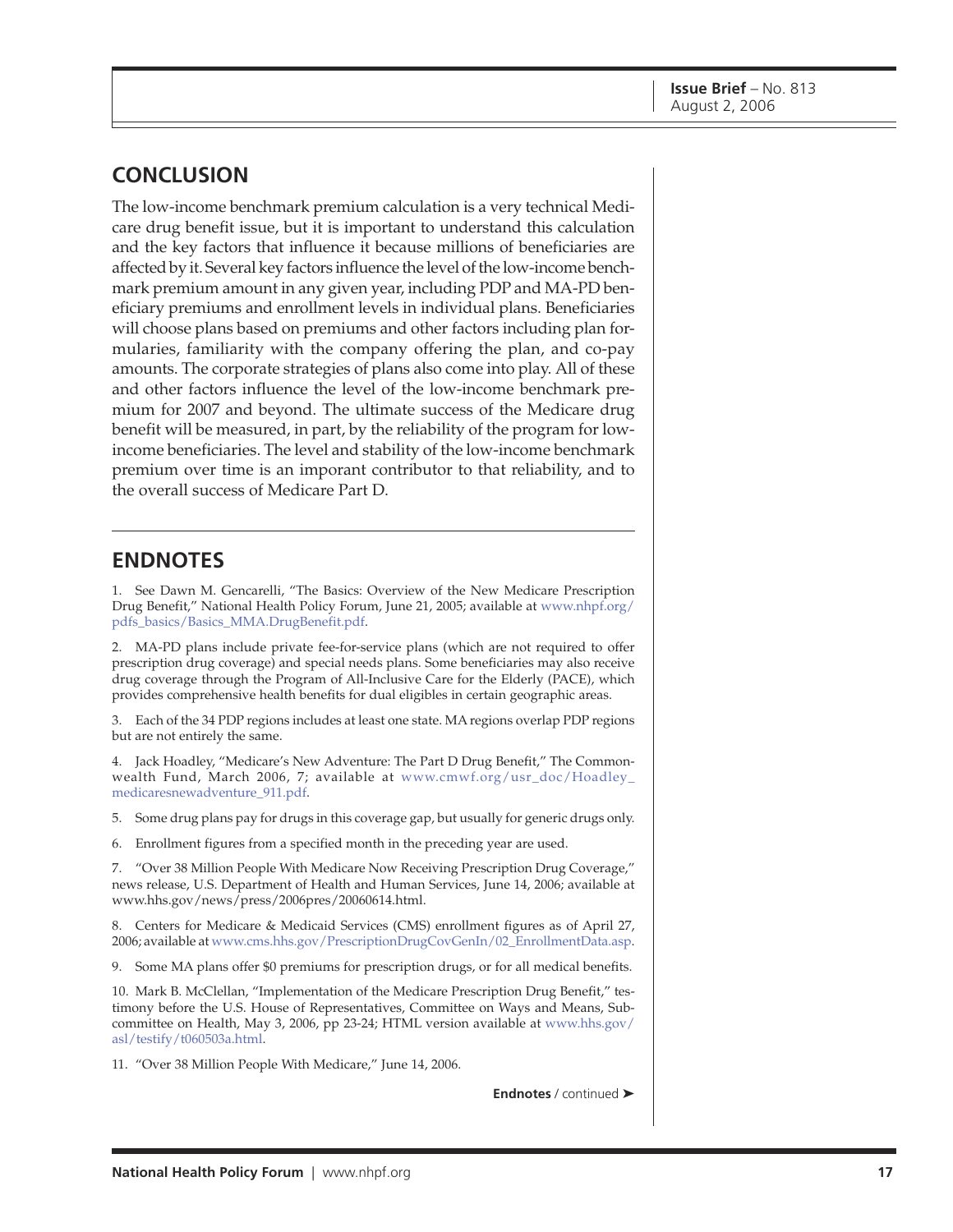## CONCLUSION

The low-income benchmark premium calculation is a very technical Medicare drug benefit issue, but it is important to understand this calculation and the key factors that influence it because millions of beneficiaries are affected by it. Several key factors influence the level of the low-income benchmark premium amount in any given year, including PDP and MA-PD beneficiary premiums and enrollment levels in individual plans. Beneficiaries will choose plans based on premiums and other factors including plan formularies, familiarity with the company offering the plan, and co-pay amounts. The corporate strategies of plans also come into play. All of these and other factors influence the level of the low-income benchmark premium for 2007 and beyond. The ultimate success of the Medicare drug benefit will be measured, in part, by the reliability of the program for low-income beneficiaries. The level and stability of the low-income benchmark premium over time is an imporant contributor to that reliability, and to the overall success of Medicare Part D.

## ENDNOTES

1. See Dawn M. Gencarelli, "The Basics: Overview of the New Medicare Prescription Drug Benefit," National Health Policy Forum, June 21, 2005; available at www.nhpf.org/pdfs_basics/Basics_MMA.DrugBenefit.pdf.

2. MA-PD plans include private fee-for-service plans (which are not required to offer prescription drug coverage) and special needs plans. Some beneficiaries may also receive drug coverage through the Program of All-Inclusive Care for the Elderly (PACE), which provides comprehensive health benefits for dual eligibles in certain geographic areas.

3. Each of the 34 PDP regions includes at least one state. MA regions overlap PDP regions but are not entirely the same.

4. Jack Hoadley, "Medicare's New Adventure: The Part D Drug Benefit," The Commonwealth Fund, March 2006, 7; available at www.cmwf.org/usr_doc/Hoadley_medicaresnewadventure_911.pdf.

5. Some drug plans pay for drugs in this coverage gap, but usually for generic drugs only.

6. Enrollment figures from a specified month in the preceding year are used.

7. "Over 38 Million People With Medicare Now Receiving Prescription Drug Coverage," news release, U.S. Department of Health and Human Services, June 14, 2006; available at www.hhs.gov/news/press/2006pres/20060614.html.

8. Centers for Medicare & Medicaid Services (CMS) enrollment figures as of April 27, 2006; available at www.cms.hhs.gov/PrescriptionDrugCovGenIn/02_EnrollmentData.asp.

9. Some MA plans offer $0 premiums for prescription drugs, or for all medical benefits.

10. Mark B. McClellan, "Implementation of the Medicare Prescription Drug Benefit," testimony before the U.S. House of Representatives, Committee on Ways and Means, Subcommittee on Health, May 3, 2006, pp 23-24; HTML version available at www.hhs.gov/asl/testify/t060503a.html.

11. "Over 38 Million People With Medicare," June 14, 2006.

**Endnotes** / continued ➤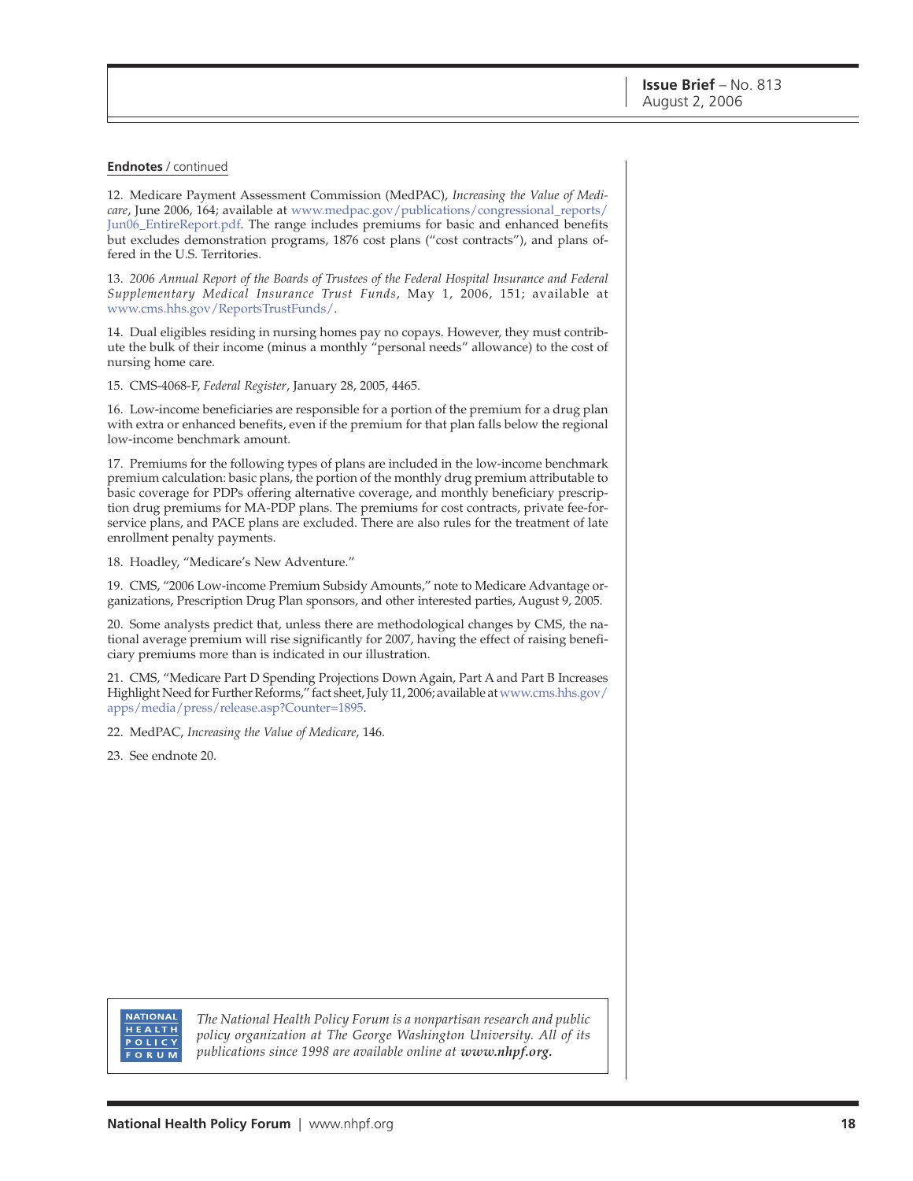**Endnotes** / continued

12. Medicare Payment Assessment Commission (MedPAC), *Increasing the Value of Medicare*, June 2006, 164; available at www.medpac.gov/publications/congressional_reports/Jun06_EntireReport.pdf. The range includes premiums for basic and enhanced benefits but excludes demonstration programs, 1876 cost plans ("cost contracts"), and plans offered in the U.S. Territories.

13. *2006 Annual Report of the Boards of Trustees of the Federal Hospital Insurance and Federal Supplementary Medical Insurance Trust Funds*, May 1, 2006, 151; available at www.cms.hhs.gov/ReportsTrustFunds/.

14. Dual eligibles residing in nursing homes pay no copays. However, they must contribute the bulk of their income (minus a monthly "personal needs" allowance) to the cost of nursing home care.

15. CMS-4068-F, *Federal Register*, January 28, 2005, 4465.

16. Low-income beneficiaries are responsible for a portion of the premium for a drug plan with extra or enhanced benefits, even if the premium for that plan falls below the regional low-income benchmark amount.

17. Premiums for the following types of plans are included in the low-income benchmark premium calculation: basic plans, the portion of the monthly drug premium attributable to basic coverage for PDPs offering alternative coverage, and monthly beneficiary prescription drug premiums for MA-PDP plans. The premiums for cost contracts, private fee-for-service plans, and PACE plans are excluded. There are also rules for the treatment of late enrollment penalty payments.

18. Hoadley, "Medicare's New Adventure."

19. CMS, "2006 Low-income Premium Subsidy Amounts," note to Medicare Advantage organizations, Prescription Drug Plan sponsors, and other interested parties, August 9, 2005.

20. Some analysts predict that, unless there are methodological changes by CMS, the national average premium will rise significantly for 2007, having the effect of raising beneficiary premiums more than is indicated in our illustration.

21. CMS, "Medicare Part D Spending Projections Down Again, Part A and Part B Increases Highlight Need for Further Reforms," fact sheet, July 11, 2006; available at www.cms.hhs.gov/apps/media/press/release.asp?Counter=1895.

22. MedPAC, *Increasing the Value of Medicare*, 146.

23. See endnote 20.

NATIONAL HEALTH POLICY FORUM

*The National Health Policy Forum is a nonpartisan research and public policy organization at The George Washington University. All of its publications since 1998 are available online at **www.nhpf.org.***